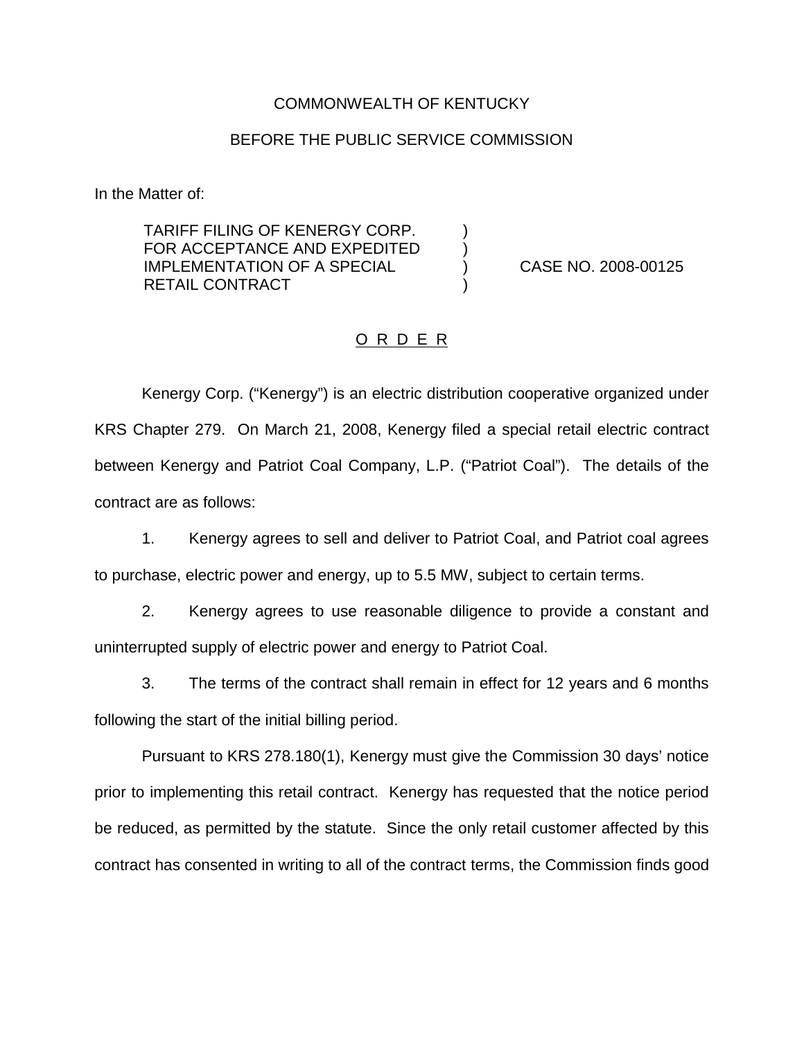COMMONWEALTH OF KENTUCKY

BEFORE THE PUBLIC SERVICE COMMISSION

In the Matter of:

| | | |
|---|---|---|
| TARIFF FILING OF KENERGY CORP. FOR ACCEPTANCE AND EXPEDITED IMPLEMENTATION OF A SPECIAL RETAIL CONTRACT | ) ) ) ) | CASE NO. 2008-00125 |

## O R D E R

Kenergy Corp. ("Kenergy") is an electric distribution cooperative organized under KRS Chapter 279. On March 21, 2008, Kenergy filed a special retail electric contract between Kenergy and Patriot Coal Company, L.P. ("Patriot Coal"). The details of the contract are as follows:

1. Kenergy agrees to sell and deliver to Patriot Coal, and Patriot coal agrees to purchase, electric power and energy, up to 5.5 MW, subject to certain terms.

2. Kenergy agrees to use reasonable diligence to provide a constant and uninterrupted supply of electric power and energy to Patriot Coal.

3. The terms of the contract shall remain in effect for 12 years and 6 months following the start of the initial billing period.

Pursuant to KRS 278.180(1), Kenergy must give the Commission 30 days' notice prior to implementing this retail contract. Kenergy has requested that the notice period be reduced, as permitted by the statute. Since the only retail customer affected by this contract has consented in writing to all of the contract terms, the Commission finds good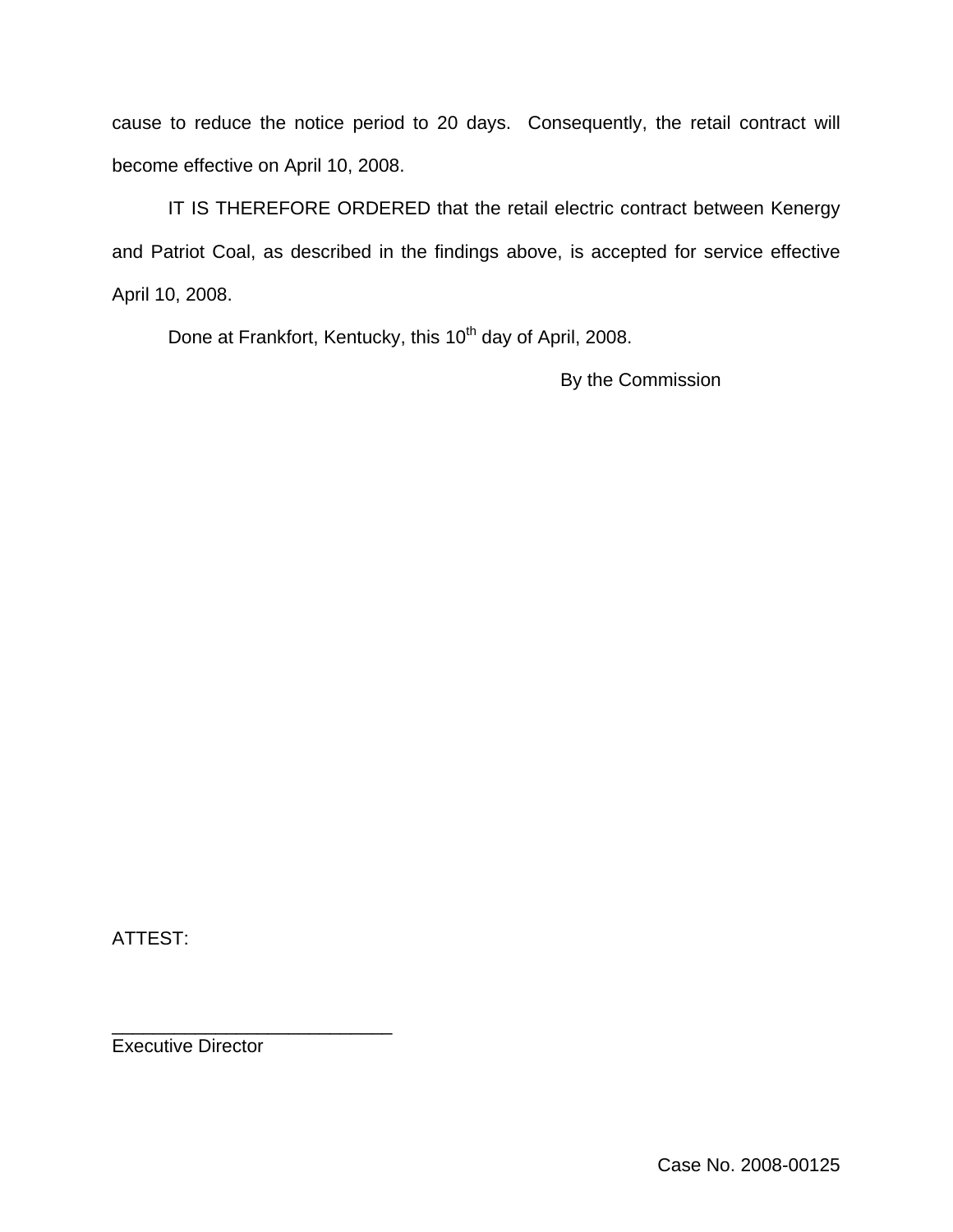cause to reduce the notice period to 20 days. Consequently, the retail contract will become effective on April 10, 2008.

IT IS THEREFORE ORDERED that the retail electric contract between Kenergy and Patriot Coal, as described in the findings above, is accepted for service effective April 10, 2008.

Done at Frankfort, Kentucky, this 10th day of April, 2008.

By the Commission

ATTEST:

___________________________
Executive Director

Case No. 2008-00125